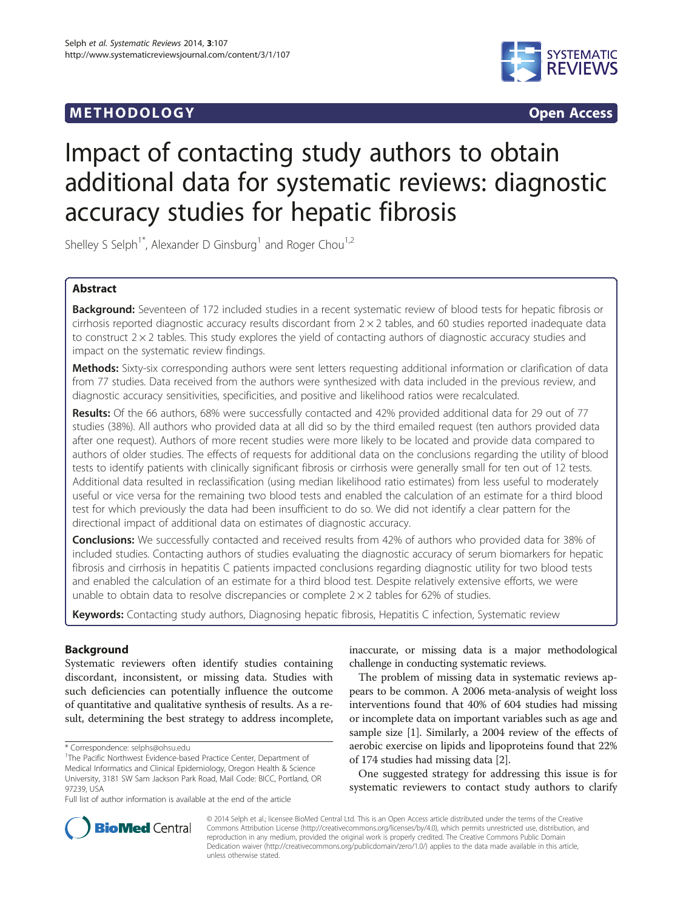**METHODOLOGY** **Open Access**

# Impact of contacting study authors to obtain additional data for systematic reviews: diagnostic accuracy studies for hepatic fibrosis

Shelley S Selph[1*], Alexander D Ginsburg[1] and Roger Chou[1,2]

## Abstract

**Background:** Seventeen of 172 included studies in a recent systematic review of blood tests for hepatic fibrosis or cirrhosis reported diagnostic accuracy results discordant from 2 × 2 tables, and 60 studies reported inadequate data to construct 2 × 2 tables. This study explores the yield of contacting authors of diagnostic accuracy studies and impact on the systematic review findings.

**Methods:** Sixty-six corresponding authors were sent letters requesting additional information or clarification of data from 77 studies. Data received from the authors were synthesized with data included in the previous review, and diagnostic accuracy sensitivities, specificities, and positive and likelihood ratios were recalculated.

**Results:** Of the 66 authors, 68% were successfully contacted and 42% provided additional data for 29 out of 77 studies (38%). All authors who provided data at all did so by the third emailed request (ten authors provided data after one request). Authors of more recent studies were more likely to be located and provide data compared to authors of older studies. The effects of requests for additional data on the conclusions regarding the utility of blood tests to identify patients with clinically significant fibrosis or cirrhosis were generally small for ten out of 12 tests. Additional data resulted in reclassification (using median likelihood ratio estimates) from less useful to moderately useful or vice versa for the remaining two blood tests and enabled the calculation of an estimate for a third blood test for which previously the data had been insufficient to do so. We did not identify a clear pattern for the directional impact of additional data on estimates of diagnostic accuracy.

**Conclusions:** We successfully contacted and received results from 42% of authors who provided data for 38% of included studies. Contacting authors of studies evaluating the diagnostic accuracy of serum biomarkers for hepatic fibrosis and cirrhosis in hepatitis C patients impacted conclusions regarding diagnostic utility for two blood tests and enabled the calculation of an estimate for a third blood test. Despite relatively extensive efforts, we were unable to obtain data to resolve discrepancies or complete 2 × 2 tables for 62% of studies.

**Keywords:** Contacting study authors, Diagnosing hepatic fibrosis, Hepatitis C infection, Systematic review

## Background

Systematic reviewers often identify studies containing discordant, inconsistent, or missing data. Studies with such deficiencies can potentially influence the outcome of quantitative and qualitative synthesis of results. As a result, determining the best strategy to address incomplete, inaccurate, or missing data is a major methodological challenge in conducting systematic reviews.

The problem of missing data in systematic reviews appears to be common. A 2006 meta-analysis of weight loss interventions found that 40% of 604 studies had missing or incomplete data on important variables such as age and sample size [1]. Similarly, a 2004 review of the effects of aerobic exercise on lipids and lipoproteins found that 22% of 174 studies had missing data [2].

One suggested strategy for addressing this issue is for systematic reviewers to contact study authors to clarify

\* Correspondence: selphs@ohsu.edu
[1]The Pacific Northwest Evidence-based Practice Center, Department of Medical Informatics and Clinical Epidemiology, Oregon Health & Science University, 3181 SW Sam Jackson Park Road, Mail Code: BICC, Portland, OR 97239, USA
Full list of author information is available at the end of the article

© 2014 Selph et al.; licensee BioMed Central Ltd. This is an Open Access article distributed under the terms of the Creative Commons Attribution License (http://creativecommons.org/licenses/by/4.0), which permits unrestricted use, distribution, and reproduction in any medium, provided the original work is properly credited. The Creative Commons Public Domain Dedication waiver (http://creativecommons.org/publicdomain/zero/1.0/) applies to the data made available in this article, unless otherwise stated.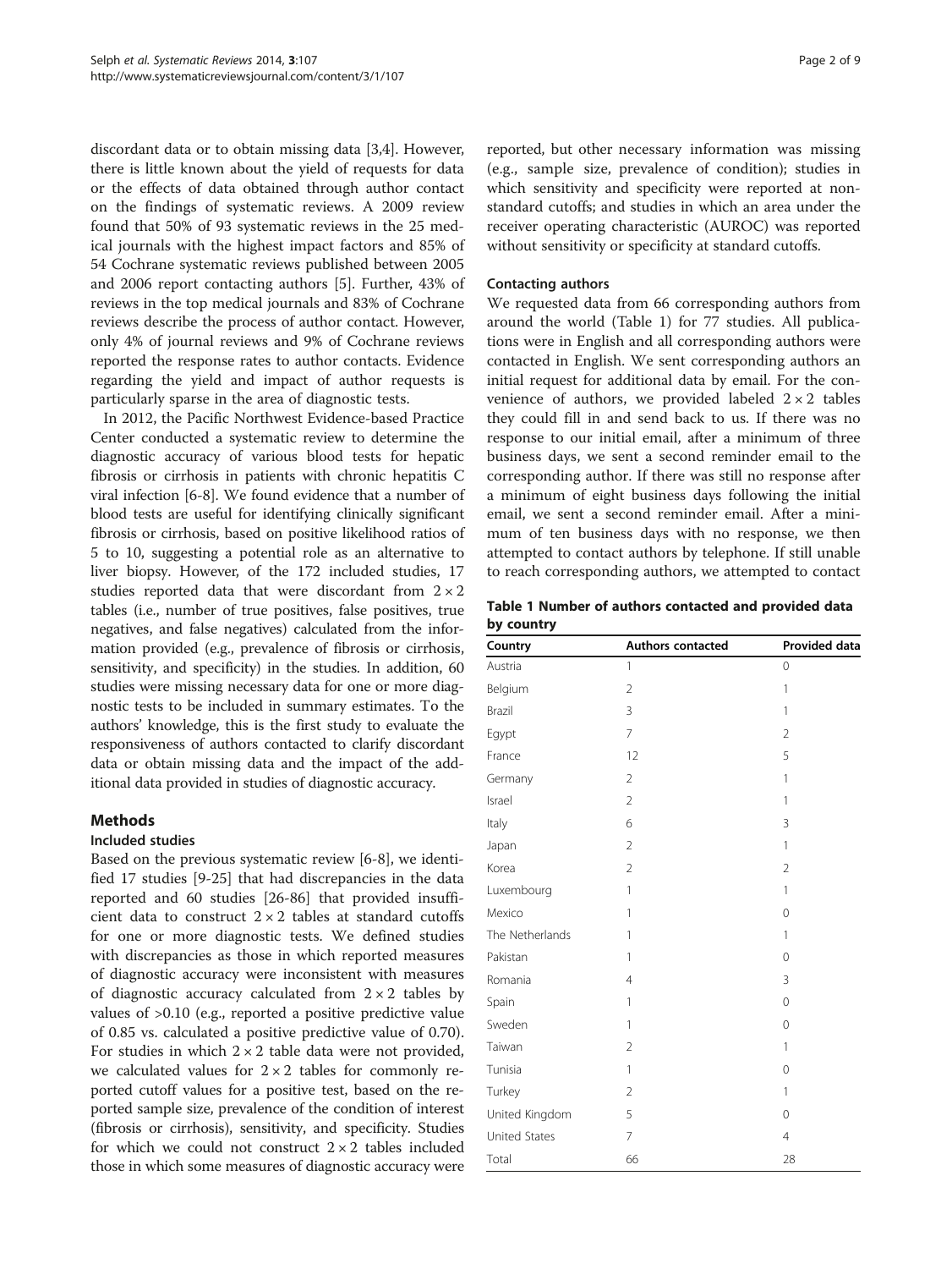discordant data or to obtain missing data [3,4]. However, there is little known about the yield of requests for data or the effects of data obtained through author contact on the findings of systematic reviews. A 2009 review found that 50% of 93 systematic reviews in the 25 medical journals with the highest impact factors and 85% of 54 Cochrane systematic reviews published between 2005 and 2006 report contacting authors [5]. Further, 43% of reviews in the top medical journals and 83% of Cochrane reviews describe the process of author contact. However, only 4% of journal reviews and 9% of Cochrane reviews reported the response rates to author contacts. Evidence regarding the yield and impact of author requests is particularly sparse in the area of diagnostic tests.

In 2012, the Pacific Northwest Evidence-based Practice Center conducted a systematic review to determine the diagnostic accuracy of various blood tests for hepatic fibrosis or cirrhosis in patients with chronic hepatitis C viral infection [6-8]. We found evidence that a number of blood tests are useful for identifying clinically significant fibrosis or cirrhosis, based on positive likelihood ratios of 5 to 10, suggesting a potential role as an alternative to liver biopsy. However, of the 172 included studies, 17 studies reported data that were discordant from $2 \times 2$ tables (i.e., number of true positives, false positives, true negatives, and false negatives) calculated from the information provided (e.g., prevalence of fibrosis or cirrhosis, sensitivity, and specificity) in the studies. In addition, 60 studies were missing necessary data for one or more diagnostic tests to be included in summary estimates. To the authors' knowledge, this is the first study to evaluate the responsiveness of authors contacted to clarify discordant data or obtain missing data and the impact of the additional data provided in studies of diagnostic accuracy.

## Methods

### Included studies

Based on the previous systematic review [6-8], we identified 17 studies [9-25] that had discrepancies in the data reported and 60 studies [26-86] that provided insufficient data to construct $2 \times 2$ tables at standard cutoffs for one or more diagnostic tests. We defined studies with discrepancies as those in which reported measures of diagnostic accuracy were inconsistent with measures of diagnostic accuracy calculated from $2 \times 2$ tables by values of >0.10 (e.g., reported a positive predictive value of 0.85 vs. calculated a positive predictive value of 0.70). For studies in which $2 \times 2$ table data were not provided, we calculated values for $2 \times 2$ tables for commonly reported cutoff values for a positive test, based on the reported sample size, prevalence of the condition of interest (fibrosis or cirrhosis), sensitivity, and specificity. Studies for which we could not construct $2 \times 2$ tables included those in which some measures of diagnostic accuracy were reported, but other necessary information was missing (e.g., sample size, prevalence of condition); studies in which sensitivity and specificity were reported at non-standard cutoffs; and studies in which an area under the receiver operating characteristic (AUROC) was reported without sensitivity or specificity at standard cutoffs.

### Contacting authors

We requested data from 66 corresponding authors from around the world (Table 1) for 77 studies. All publications were in English and all corresponding authors were contacted in English. We sent corresponding authors an initial request for additional data by email. For the convenience of authors, we provided labeled $2 \times 2$ tables they could fill in and send back to us. If there was no response to our initial email, after a minimum of three business days, we sent a second reminder email to the corresponding author. If there was still no response after a minimum of eight business days following the initial email, we sent a second reminder email. After a minimum of ten business days with no response, we then attempted to contact authors by telephone. If still unable to reach corresponding authors, we attempted to contact

**Table 1 Number of authors contacted and provided data by country**

| Country | Authors contacted | Provided data |
|---|---|---|
| Austria | 1 | 0 |
| Belgium | 2 | 1 |
| Brazil | 3 | 1 |
| Egypt | 7 | 2 |
| France | 12 | 5 |
| Germany | 2 | 1 |
| Israel | 2 | 1 |
| Italy | 6 | 3 |
| Japan | 2 | 1 |
| Korea | 2 | 2 |
| Luxembourg | 1 | 1 |
| Mexico | 1 | 0 |
| The Netherlands | 1 | 1 |
| Pakistan | 1 | 0 |
| Romania | 4 | 3 |
| Spain | 1 | 0 |
| Sweden | 1 | 0 |
| Taiwan | 2 | 1 |
| Tunisia | 1 | 0 |
| Turkey | 2 | 1 |
| United Kingdom | 5 | 0 |
| United States | 7 | 4 |
| Total | 66 | 28 |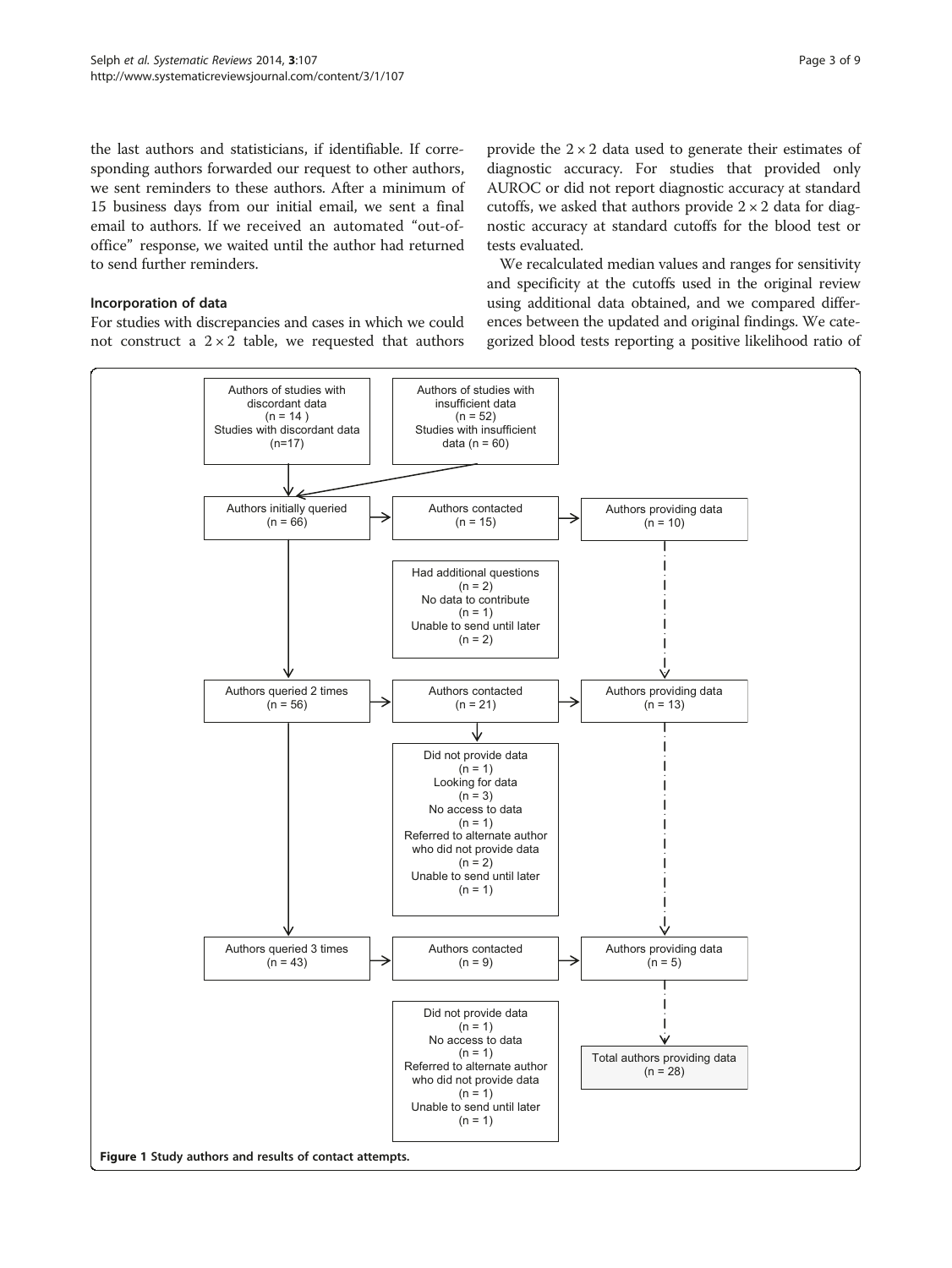the last authors and statisticians, if identifiable. If corresponding authors forwarded our request to other authors, we sent reminders to these authors. After a minimum of 15 business days from our initial email, we sent a final email to authors. If we received an automated "out-of-office" response, we waited until the author had returned to send further reminders.

### Incorporation of data

For studies with discrepancies and cases in which we could not construct a $2 \times 2$ table, we requested that authors provide the $2 \times 2$ data used to generate their estimates of diagnostic accuracy. For studies that provided only AUROC or did not report diagnostic accuracy at standard cutoffs, we asked that authors provide $2 \times 2$ data for diagnostic accuracy at standard cutoffs for the blood test or tests evaluated.

We recalculated median values and ranges for sensitivity and specificity at the cutoffs used in the original review using additional data obtained, and we compared differences between the updated and original findings. We categorized blood tests reporting a positive likelihood ratio of

Authors of studies with discordant data (n = 14 )
Studies with discordant data (n=17)

Authors of studies with insufficient data (n = 52)
Studies with insufficient data (n = 60)

Authors initially queried (n = 66)

Authors contacted (n = 15)

Authors providing data (n = 10)

Had additional questions (n = 2)
No data to contribute (n = 1)
Unable to send until later (n = 2)

Authors queried 2 times (n = 56)

Authors contacted (n = 21)

Authors providing data (n = 13)

Did not provide data (n = 1)
Looking for data (n = 3)
No access to data (n = 1)
Referred to alternate author who did not provide data (n = 2)
Unable to send until later (n = 1)

Authors queried 3 times (n = 43)

Authors contacted (n = 9)

Authors providing data (n = 5)

Did not provide data (n = 1)
No access to data (n = 1)
Referred to alternate author who did not provide data (n = 1)
Unable to send until later (n = 1)

Total authors providing data (n = 28)

**Figure 1 Study authors and results of contact attempts.**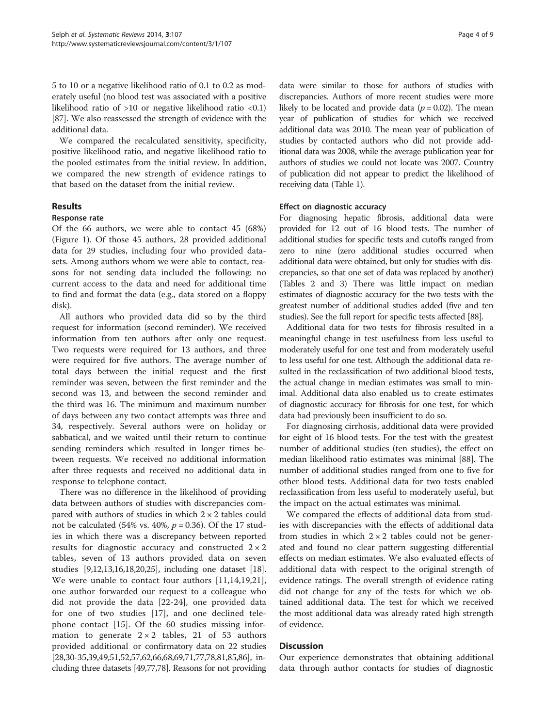5 to 10 or a negative likelihood ratio of 0.1 to 0.2 as moderately useful (no blood test was associated with a positive likelihood ratio of >10 or negative likelihood ratio <0.1) [87]. We also reassessed the strength of evidence with the additional data.

We compared the recalculated sensitivity, specificity, positive likelihood ratio, and negative likelihood ratio to the pooled estimates from the initial review. In addition, we compared the new strength of evidence ratings to that based on the dataset from the initial review.

## Results

### Response rate

Of the 66 authors, we were able to contact 45 (68%) (Figure 1). Of those 45 authors, 28 provided additional data for 29 studies, including four who provided datasets. Among authors whom we were able to contact, reasons for not sending data included the following: no current access to the data and need for additional time to find and format the data (e.g., data stored on a floppy disk).

All authors who provided data did so by the third request for information (second reminder). We received information from ten authors after only one request. Two requests were required for 13 authors, and three were required for five authors. The average number of total days between the initial request and the first reminder was seven, between the first reminder and the second was 13, and between the second reminder and the third was 16. The minimum and maximum number of days between any two contact attempts was three and 34, respectively. Several authors were on holiday or sabbatical, and we waited until their return to continue sending reminders which resulted in longer times between requests. We received no additional information after three requests and received no additional data in response to telephone contact.

There was no difference in the likelihood of providing data between authors of studies with discrepancies compared with authors of studies in which $2 \times 2$ tables could not be calculated (54% vs. 40%, $p = 0.36$). Of the 17 studies in which there was a discrepancy between reported results for diagnostic accuracy and constructed $2 \times 2$ tables, seven of 13 authors provided data on seven studies [9,12,13,16,18,20,25], including one dataset [18]. We were unable to contact four authors [11,14,19,21], one author forwarded our request to a colleague who did not provide the data [22-24], one provided data for one of two studies [17], and one declined telephone contact [15]. Of the 60 studies missing information to generate $2 \times 2$ tables, 21 of 53 authors provided additional or confirmatory data on 22 studies [28,30-35,39,49,51,52,57,62,66,68,69,71,77,78,81,85,86], including three datasets [49,77,78]. Reasons for not providing data were similar to those for authors of studies with discrepancies. Authors of more recent studies were more likely to be located and provide data ($p = 0.02$). The mean year of publication of studies for which we received additional data was 2010. The mean year of publication of studies by contacted authors who did not provide additional data was 2008, while the average publication year for authors of studies we could not locate was 2007. Country of publication did not appear to predict the likelihood of receiving data (Table 1).

### Effect on diagnostic accuracy

For diagnosing hepatic fibrosis, additional data were provided for 12 out of 16 blood tests. The number of additional studies for specific tests and cutoffs ranged from zero to nine (zero additional studies occurred when additional data were obtained, but only for studies with discrepancies, so that one set of data was replaced by another) (Tables 2 and 3) There was little impact on median estimates of diagnostic accuracy for the two tests with the greatest number of additional studies added (five and ten studies). See the full report for specific tests affected [88].

Additional data for two tests for fibrosis resulted in a meaningful change in test usefulness from less useful to moderately useful for one test and from moderately useful to less useful for one test. Although the additional data resulted in the reclassification of two additional blood tests, the actual change in median estimates was small to minimal. Additional data also enabled us to create estimates of diagnostic accuracy for fibrosis for one test, for which data had previously been insufficient to do so.

For diagnosing cirrhosis, additional data were provided for eight of 16 blood tests. For the test with the greatest number of additional studies (ten studies), the effect on median likelihood ratio estimates was minimal [88]. The number of additional studies ranged from one to five for other blood tests. Additional data for two tests enabled reclassification from less useful to moderately useful, but the impact on the actual estimates was minimal.

We compared the effects of additional data from studies with discrepancies with the effects of additional data from studies in which $2 \times 2$ tables could not be generated and found no clear pattern suggesting differential effects on median estimates. We also evaluated effects of additional data with respect to the original strength of evidence ratings. The overall strength of evidence rating did not change for any of the tests for which we obtained additional data. The test for which we received the most additional data was already rated high strength of evidence.

## Discussion

Our experience demonstrates that obtaining additional data through author contacts for studies of diagnostic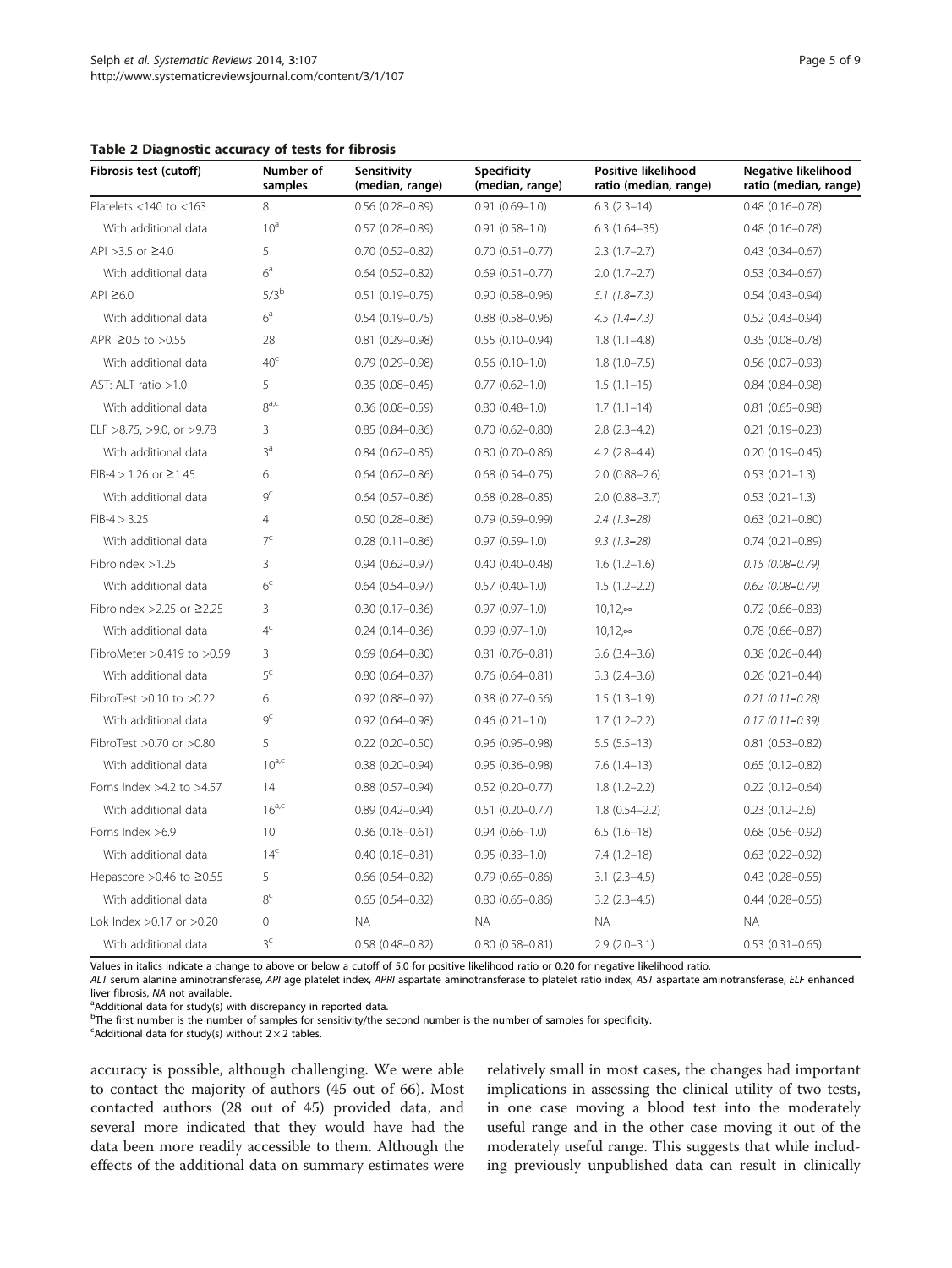**Table 2 Diagnostic accuracy of tests for fibrosis**

| Fibrosis test (cutoff) | Number of samples | Sensitivity (median, range) | Specificity (median, range) | Positive likelihood ratio (median, range) | Negative likelihood ratio (median, range) |
|---|---|---|---|---|---|
| Platelets <140 to <163 | 8 | 0.56 (0.28–0.89) | 0.91 (0.69–1.0) | 6.3 (2.3–14) | 0.48 (0.16–0.78) |
| With additional data | 10[a] | 0.57 (0.28–0.89) | 0.91 (0.58–1.0) | 6.3 (1.64–35) | 0.48 (0.16–0.78) |
| API >3.5 or ≥4.0 | 5 | 0.70 (0.52–0.82) | 0.70 (0.51–0.77) | 2.3 (1.7–2.7) | 0.43 (0.34–0.67) |
| With additional data | 6[a] | 0.64 (0.52–0.82) | 0.69 (0.51–0.77) | 2.0 (1.7–2.7) | 0.53 (0.34–0.67) |
| API ≥6.0 | 5/3[b] | 0.51 (0.19–0.75) | 0.90 (0.58–0.96) | *5.1 (1.8–7.3)* | 0.54 (0.43–0.94) |
| With additional data | 6[a] | 0.54 (0.19–0.75) | 0.88 (0.58–0.96) | *4.5 (1.4–7.3)* | 0.52 (0.43–0.94) |
| APRI ≥0.5 to >0.55 | 28 | 0.81 (0.29–0.98) | 0.55 (0.10–0.94) | 1.8 (1.1–4.8) | 0.35 (0.08–0.78) |
| With additional data | 40[c] | 0.79 (0.29–0.98) | 0.56 (0.10–1.0) | 1.8 (1.0–7.5) | 0.56 (0.07–0.93) |
| AST: ALT ratio >1.0 | 5 | 0.35 (0.08–0.45) | 0.77 (0.62–1.0) | 1.5 (1.1–15) | 0.84 (0.84–0.98) |
| With additional data | 8[a,c] | 0.36 (0.08–0.59) | 0.80 (0.48–1.0) | 1.7 (1.1–14) | 0.81 (0.65–0.98) |
| ELF >8.75, >9.0, or >9.78 | 3 | 0.85 (0.84–0.86) | 0.70 (0.62–0.80) | 2.8 (2.3–4.2) | 0.21 (0.19–0.23) |
| With additional data | 3[a] | 0.84 (0.62–0.85) | 0.80 (0.70–0.86) | 4.2 (2.8–4.4) | 0.20 (0.19–0.45) |
| FIB-4 > 1.26 or ≥1.45 | 6 | 0.64 (0.62–0.86) | 0.68 (0.54–0.75) | 2.0 (0.88–2.6) | 0.53 (0.21–1.3) |
| With additional data | 9[c] | 0.64 (0.57–0.86) | 0.68 (0.28–0.85) | 2.0 (0.88–3.7) | 0.53 (0.21–1.3) |
| FIB-4 > 3.25 | 4 | 0.50 (0.28–0.86) | 0.79 (0.59–0.99) | *2.4 (1.3–28)* | 0.63 (0.21–0.80) |
| With additional data | 7[c] | 0.28 (0.11–0.86) | 0.97 (0.59–1.0) | *9.3 (1.3–28)* | 0.74 (0.21–0.89) |
| FibroIndex >1.25 | 3 | 0.94 (0.62–0.97) | 0.40 (0.40–0.48) | 1.6 (1.2–1.6) | *0.15 (0.08–0.79)* |
| With additional data | 6[c] | 0.64 (0.54–0.97) | 0.57 (0.40–1.0) | 1.5 (1.2–2.2) | *0.62 (0.08–0.79)* |
| FibroIndex >2.25 or ≥2.25 | 3 | 0.30 (0.17–0.36) | 0.97 (0.97–1.0) | 10,12,∞ | 0.72 (0.66–0.83) |
| With additional data | 4[c] | 0.24 (0.14–0.36) | 0.99 (0.97–1.0) | 10,12,∞ | 0.78 (0.66–0.87) |
| FibroMeter >0.419 to >0.59 | 3 | 0.69 (0.64–0.80) | 0.81 (0.76–0.81) | 3.6 (3.4–3.6) | 0.38 (0.26–0.44) |
| With additional data | 5[c] | 0.80 (0.64–0.87) | 0.76 (0.64–0.81) | 3.3 (2.4–3.6) | 0.26 (0.21–0.44) |
| FibroTest >0.10 to >0.22 | 6 | 0.92 (0.88–0.97) | 0.38 (0.27–0.56) | 1.5 (1.3–1.9) | *0.21 (0.11–0.28)* |
| With additional data | 9[c] | 0.92 (0.64–0.98) | 0.46 (0.21–1.0) | 1.7 (1.2–2.2) | *0.17 (0.11–0.39)* |
| FibroTest >0.70 or >0.80 | 5 | 0.22 (0.20–0.50) | 0.96 (0.95–0.98) | 5.5 (5.5–13) | 0.81 (0.53–0.82) |
| With additional data | 10[a,c] | 0.38 (0.20–0.94) | 0.95 (0.36–0.98) | 7.6 (1.4–13) | 0.65 (0.12–0.82) |
| Forns Index >4.2 to >4.57 | 14 | 0.88 (0.57–0.94) | 0.52 (0.20–0.77) | 1.8 (1.2–2.2) | 0.22 (0.12–0.64) |
| With additional data | 16[a,c] | 0.89 (0.42–0.94) | 0.51 (0.20–0.77) | 1.8 (0.54–2.2) | 0.23 (0.12–2.6) |
| Forns Index >6.9 | 10 | 0.36 (0.18–0.61) | 0.94 (0.66–1.0) | 6.5 (1.6–18) | 0.68 (0.56–0.92) |
| With additional data | 14[c] | 0.40 (0.18–0.81) | 0.95 (0.33–1.0) | 7.4 (1.2–18) | 0.63 (0.22–0.92) |
| Hepascore >0.46 to ≥0.55 | 5 | 0.66 (0.54–0.82) | 0.79 (0.65–0.86) | 3.1 (2.3–4.5) | 0.43 (0.28–0.55) |
| With additional data | 8[c] | 0.65 (0.54–0.82) | 0.80 (0.65–0.86) | 3.2 (2.3–4.5) | 0.44 (0.28–0.55) |
| Lok Index >0.17 or >0.20 | 0 | NA | NA | NA | NA |
| With additional data | 3[c] | 0.58 (0.48–0.82) | 0.80 (0.58–0.81) | 2.9 (2.0–3.1) | 0.53 (0.31–0.65) |

Values in italics indicate a change to above or below a cutoff of 5.0 for positive likelihood ratio or 0.20 for negative likelihood ratio.

*ALT* serum alanine aminotransferase, *API* age platelet index, *APRI* aspartate aminotransferase to platelet ratio index, *AST* aspartate aminotransferase, *ELF* enhanced liver fibrosis, *NA* not available.

[a]Additional data for study(s) with discrepancy in reported data.

[b]The first number is the number of samples for sensitivity/the second number is the number of samples for specificity.

[c]Additional data for study(s) without 2 × 2 tables.

accuracy is possible, although challenging. We were able to contact the majority of authors (45 out of 66). Most contacted authors (28 out of 45) provided data, and several more indicated that they would have had the data been more readily accessible to them. Although the effects of the additional data on summary estimates were relatively small in most cases, the changes had important implications in assessing the clinical utility of two tests, in one case moving a blood test into the moderately useful range and in the other case moving it out of the moderately useful range. This suggests that while including previously unpublished data can result in clinically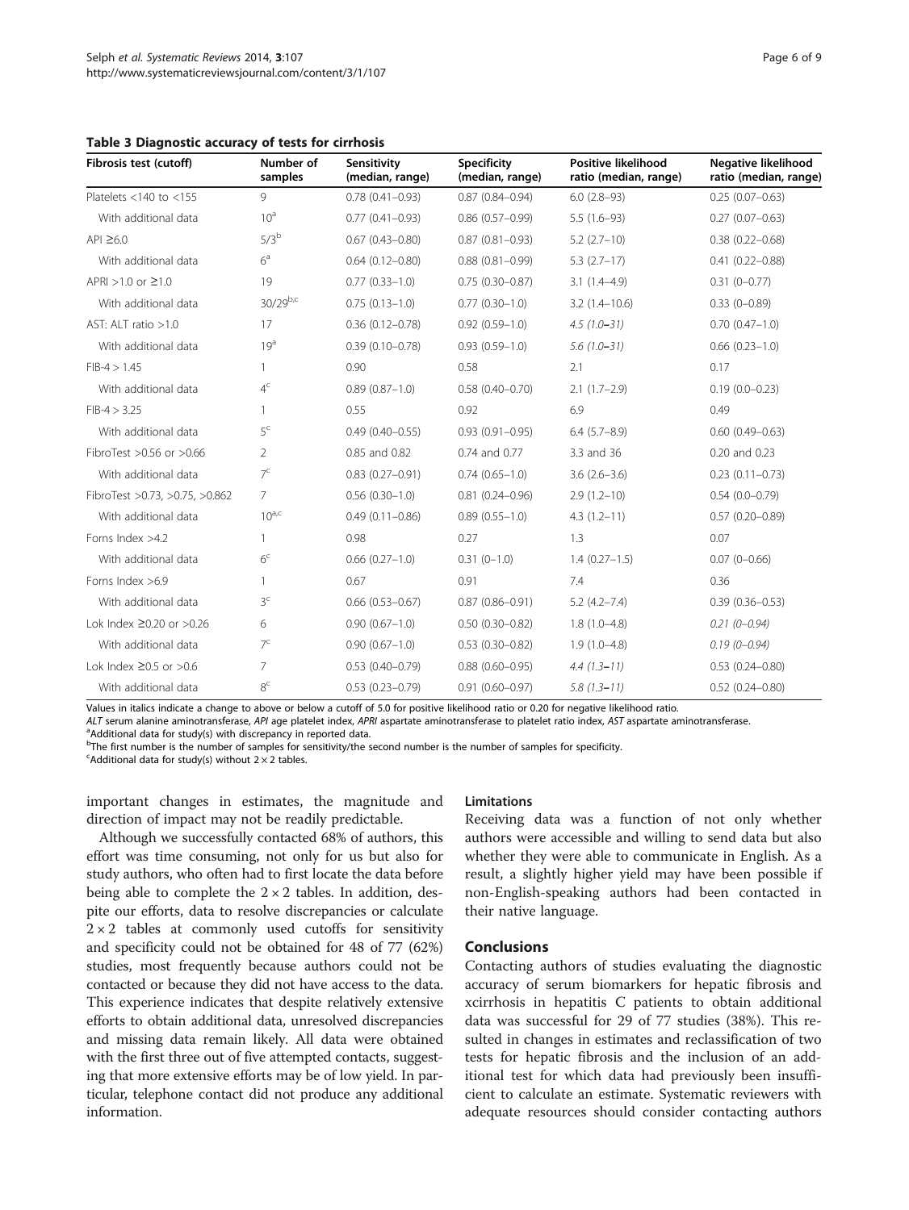**Table 3 Diagnostic accuracy of tests for cirrhosis**

| Fibrosis test (cutoff) | Number of samples | Sensitivity (median, range) | Specificity (median, range) | Positive likelihood ratio (median, range) | Negative likelihood ratio (median, range) |
|---|---|---|---|---|---|
| Platelets <140 to <155 | 9 | 0.78 (0.41–0.93) | 0.87 (0.84–0.94) | 6.0 (2.8–93) | 0.25 (0.07–0.63) |
| With additional data | 10[a] | 0.77 (0.41–0.93) | 0.86 (0.57–0.99) | 5.5 (1.6–93) | 0.27 (0.07–0.63) |
| API ≥6.0 | 5/3[b] | 0.67 (0.43–0.80) | 0.87 (0.81–0.93) | 5.2 (2.7–10) | 0.38 (0.22–0.68) |
| With additional data | 6[a] | 0.64 (0.12–0.80) | 0.88 (0.81–0.99) | 5.3 (2.7–17) | 0.41 (0.22–0.88) |
| APRI >1.0 or ≥1.0 | 19 | 0.77 (0.33–1.0) | 0.75 (0.30–0.87) | 3.1 (1.4–4.9) | 0.31 (0–0.77) |
| With additional data | 30/29[b,c] | 0.75 (0.13–1.0) | 0.77 (0.30–1.0) | 3.2 (1.4–10.6) | 0.33 (0–0.89) |
| AST: ALT ratio >1.0 | 17 | 0.36 (0.12–0.78) | 0.92 (0.59–1.0) | *4.5 (1.0–31)* | 0.70 (0.47–1.0) |
| With additional data | 19[a] | 0.39 (0.10–0.78) | 0.93 (0.59–1.0) | *5.6 (1.0–31)* | 0.66 (0.23–1.0) |
| FIB-4 > 1.45 | 1 | 0.90 | 0.58 | 2.1 | 0.17 |
| With additional data | 4[c] | 0.89 (0.87–1.0) | 0.58 (0.40–0.70) | 2.1 (1.7–2.9) | 0.19 (0.0–0.23) |
| FIB-4 > 3.25 | 1 | 0.55 | 0.92 | 6.9 | 0.49 |
| With additional data | 5[c] | 0.49 (0.40–0.55) | 0.93 (0.91–0.95) | 6.4 (5.7–8.9) | 0.60 (0.49–0.63) |
| FibroTest >0.56 or >0.66 | 2 | 0.85 and 0.82 | 0.74 and 0.77 | 3.3 and 36 | 0.20 and 0.23 |
| With additional data | 7[c] | 0.83 (0.27–0.91) | 0.74 (0.65–1.0) | 3.6 (2.6–3.6) | 0.23 (0.11–0.73) |
| FibroTest >0.73, >0.75, >0.862 | 7 | 0.56 (0.30–1.0) | 0.81 (0.24–0.96) | 2.9 (1.2–10) | 0.54 (0.0–0.79) |
| With additional data | 10[a,c] | 0.49 (0.11–0.86) | 0.89 (0.55–1.0) | 4.3 (1.2–11) | 0.57 (0.20–0.89) |
| Forns Index >4.2 | 1 | 0.98 | 0.27 | 1.3 | 0.07 |
| With additional data | 6[c] | 0.66 (0.27–1.0) | 0.31 (0–1.0) | 1.4 (0.27–1.5) | 0.07 (0–0.66) |
| Forns Index >6.9 | 1 | 0.67 | 0.91 | 7.4 | 0.36 |
| With additional data | 3[c] | 0.66 (0.53–0.67) | 0.87 (0.86–0.91) | 5.2 (4.2–7.4) | 0.39 (0.36–0.53) |
| Lok Index ≥0.20 or >0.26 | 6 | 0.90 (0.67–1.0) | 0.50 (0.30–0.82) | 1.8 (1.0–4.8) | *0.21 (0–0.94)* |
| With additional data | 7[c] | 0.90 (0.67–1.0) | 0.53 (0.30–0.82) | 1.9 (1.0–4.8) | *0.19 (0–0.94)* |
| Lok Index ≥0.5 or >0.6 | 7 | 0.53 (0.40–0.79) | 0.88 (0.60–0.95) | *4.4 (1.3–11)* | 0.53 (0.24–0.80) |
| With additional data | 8[c] | 0.53 (0.23–0.79) | 0.91 (0.60–0.97) | *5.8 (1.3–11)* | 0.52 (0.24–0.80) |

Values in italics indicate a change to above or below a cutoff of 5.0 for positive likelihood ratio or 0.20 for negative likelihood ratio.
*ALT* serum alanine aminotransferase, *API* age platelet index, *APRI* aspartate aminotransferase to platelet ratio index, *AST* aspartate aminotransferase.
[a]Additional data for study(s) with discrepancy in reported data.
[b]The first number is the number of samples for sensitivity/the second number is the number of samples for specificity.
[c]Additional data for study(s) without 2 × 2 tables.

important changes in estimates, the magnitude and direction of impact may not be readily predictable.

Although we successfully contacted 68% of authors, this effort was time consuming, not only for us but also for study authors, who often had to first locate the data before being able to complete the 2 × 2 tables. In addition, despite our efforts, data to resolve discrepancies or calculate 2 × 2 tables at commonly used cutoffs for sensitivity and specificity could not be obtained for 48 of 77 (62%) studies, most frequently because authors could not be contacted or because they did not have access to the data. This experience indicates that despite relatively extensive efforts to obtain additional data, unresolved discrepancies and missing data remain likely. All data were obtained with the first three out of five attempted contacts, suggesting that more extensive efforts may be of low yield. In particular, telephone contact did not produce any additional information.

### Limitations

Receiving data was a function of not only whether authors were accessible and willing to send data but also whether they were able to communicate in English. As a result, a slightly higher yield may have been possible if non-English-speaking authors had been contacted in their native language.

## Conclusions

Contacting authors of studies evaluating the diagnostic accuracy of serum biomarkers for hepatic fibrosis and xcirrhosis in hepatitis C patients to obtain additional data was successful for 29 of 77 studies (38%). This resulted in changes in estimates and reclassification of two tests for hepatic fibrosis and the inclusion of an additional test for which data had previously been insufficient to calculate an estimate. Systematic reviewers with adequate resources should consider contacting authors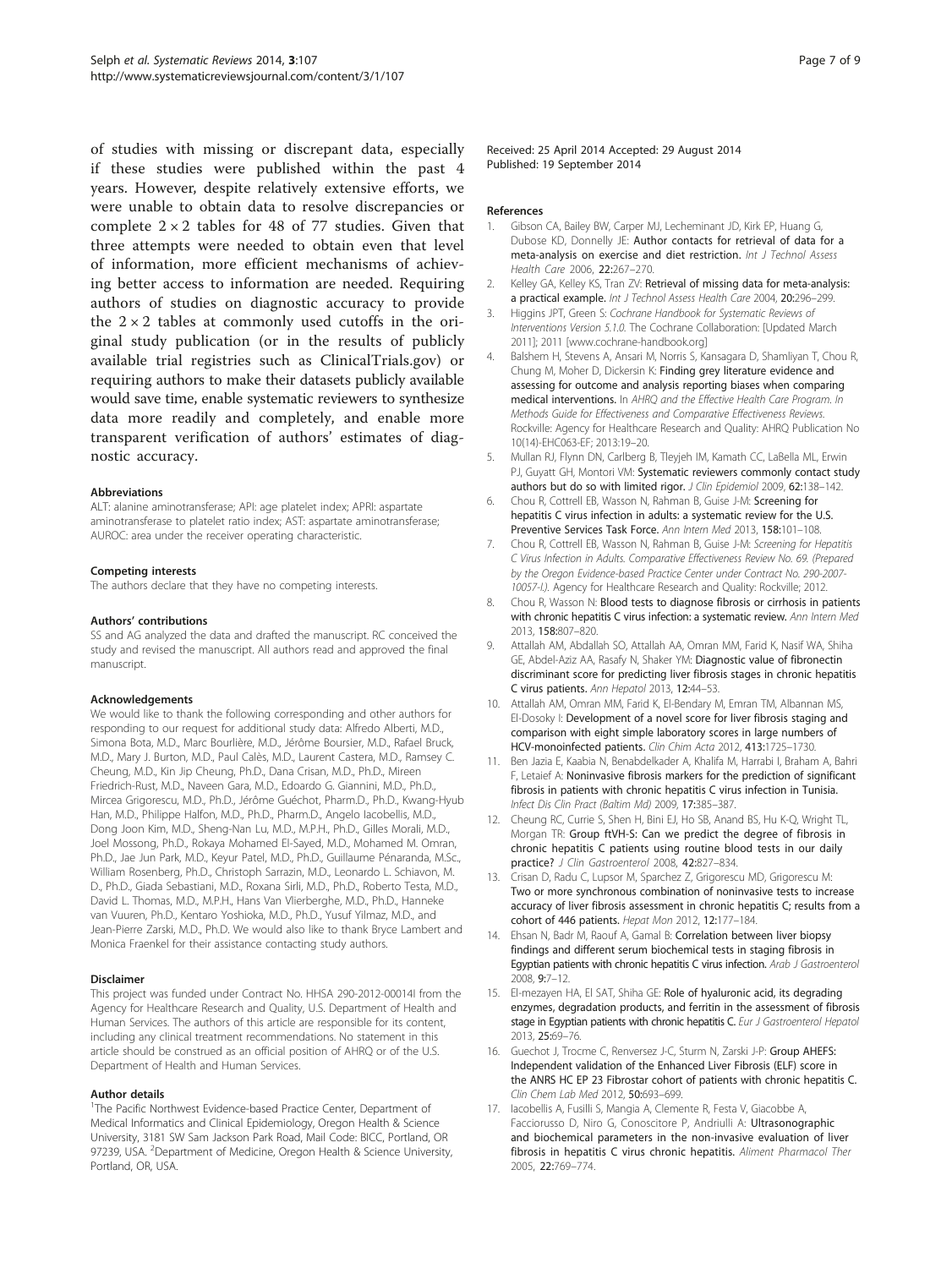of studies with missing or discrepant data, especially if these studies were published within the past 4 years. However, despite relatively extensive efforts, we were unable to obtain data to resolve discrepancies or complete $2 \times 2$ tables for 48 of 77 studies. Given that three attempts were needed to obtain even that level of information, more efficient mechanisms of achieving better access to information are needed. Requiring authors of studies on diagnostic accuracy to provide the $2 \times 2$ tables at commonly used cutoffs in the original study publication (or in the results of publicly available trial registries such as ClinicalTrials.gov) or requiring authors to make their datasets publicly available would save time, enable systematic reviewers to synthesize data more readily and completely, and enable more transparent verification of authors' estimates of diagnostic accuracy.

#### Abbreviations

ALT: alanine aminotransferase; API: age platelet index; APRI: aspartate aminotransferase to platelet ratio index; AST: aspartate aminotransferase; AUROC: area under the receiver operating characteristic.

#### Competing interests

The authors declare that they have no competing interests.

#### Authors' contributions

SS and AG analyzed the data and drafted the manuscript. RC conceived the study and revised the manuscript. All authors read and approved the final manuscript.

#### Acknowledgements

We would like to thank the following corresponding and other authors for responding to our request for additional study data: Alfredo Alberti, M.D., Simona Bota, M.D., Marc Bourlière, M.D., Jérôme Boursier, M.D., Rafael Bruck, M.D., Mary J. Burton, M.D., Paul Calès, M.D., Laurent Castera, M.D., Ramsey C. Cheung, M.D., Kin Jip Cheung, Ph.D., Dana Crisan, M.D., Ph.D., Mireen Friedrich-Rust, M.D., Naveen Gara, M.D., Edoardo G. Giannini, M.D., Ph.D., Mircea Grigorescu, M.D., Ph.D., Jérôme Guéchot, Pharm.D., Ph.D., Kwang-Hyub Han, M.D., Philippe Halfon, M.D., Ph.D., Pharm.D., Angelo Iacobellis, M.D., Dong Joon Kim, M.D., Sheng-Nan Lu, M.D., M.P.H., Ph.D., Gilles Morali, M.D., Joel Mossong, Ph.D., Rokaya Mohamed El-Sayed, M.D., Mohamed M. Omran, Ph.D., Jae Jun Park, M.D., Keyur Patel, M.D., Ph.D., Guillaume Pénaranda, M.Sc., William Rosenberg, Ph.D., Christoph Sarrazin, M.D., Leonardo L. Schiavon, M. D., Ph.D., Giada Sebastiani, M.D., Roxana Sirli, M.D., Ph.D., Roberto Testa, M.D., David L. Thomas, M.D., M.P.H., Hans Van Vlierberghe, M.D., Ph.D., Hanneke van Vuuren, Ph.D., Kentaro Yoshioka, M.D., Ph.D., Yusuf Yilmaz, M.D., and Jean-Pierre Zarski, M.D., Ph.D. We would also like to thank Bryce Lambert and Monica Fraenkel for their assistance contacting study authors.

#### Disclaimer

This project was funded under Contract No. HHSA 290-2012-00014I from the Agency for Healthcare Research and Quality, U.S. Department of Health and Human Services. The authors of this article are responsible for its content, including any clinical treatment recommendations. No statement in this article should be construed as an official position of AHRQ or of the U.S. Department of Health and Human Services.

#### Author details

[1]The Pacific Northwest Evidence-based Practice Center, Department of Medical Informatics and Clinical Epidemiology, Oregon Health & Science University, 3181 SW Sam Jackson Park Road, Mail Code: BICC, Portland, OR 97239, USA. [2]Department of Medicine, Oregon Health & Science University, Portland, OR, USA.

Received: 25 April 2014 Accepted: 29 August 2014
Published: 19 September 2014

#### References

1. Gibson CA, Bailey BW, Carper MJ, Lecheminant JD, Kirk EP, Huang G, Dubose KD, Donnelly JE: **Author contacts for retrieval of data for a meta-analysis on exercise and diet restriction.** *Int J Technol Assess Health Care* 2006, **22**:267–270.
2. Kelley GA, Kelley KS, Tran ZV: **Retrieval of missing data for meta-analysis: a practical example.** *Int J Technol Assess Health Care* 2004, **20**:296–299.
3. Higgins JPT, Green S: *Cochrane Handbook for Systematic Reviews of Interventions Version 5.1.0.* The Cochrane Collaboration: [Updated March 2011]; 2011 [www.cochrane-handbook.org]
4. Balshem H, Stevens A, Ansari M, Norris S, Kansagara D, Shamliyan T, Chou R, Chung M, Moher D, Dickersin K: **Finding grey literature evidence and assessing for outcome and analysis reporting biases when comparing medical interventions.** In *AHRQ and the Effective Health Care Program. In Methods Guide for Effectiveness and Comparative Effectiveness Reviews.* Rockville: Agency for Healthcare Research and Quality: AHRQ Publication No 10(14)-EHC063-EF; 2013:19–20.
5. Mullan RJ, Flynn DN, Carlberg B, Tleyjeh IM, Kamath CC, LaBella ML, Erwin PJ, Guyatt GH, Montori VM: **Systematic reviewers commonly contact study authors but do so with limited rigor.** *J Clin Epidemiol* 2009, **62**:138–142.
6. Chou R, Cottrell EB, Wasson N, Rahman B, Guise J-M: **Screening for hepatitis C virus infection in adults: a systematic review for the U.S. Preventive Services Task Force.** *Ann Intern Med* 2013, **158**:101–108.
7. Chou R, Cottrell EB, Wasson N, Rahman B, Guise J-M: *Screening for Hepatitis C Virus Infection in Adults. Comparative Effectiveness Review No. 69. (Prepared by the Oregon Evidence-based Practice Center under Contract No. 290-2007-10057-I.).* Agency for Healthcare Research and Quality: Rockville; 2012.
8. Chou R, Wasson N: **Blood tests to diagnose fibrosis or cirrhosis in patients with chronic hepatitis C virus infection: a systematic review.** *Ann Intern Med* 2013, **158**:807–820.
9. Attallah AM, Abdallah SO, Attallah AA, Omran MM, Farid K, Nasif WA, Shiha GE, Abdel-Aziz AA, Rasafy N, Shaker YM: **Diagnostic value of fibronectin discriminant score for predicting liver fibrosis stages in chronic hepatitis C virus patients.** *Ann Hepatol* 2013, **12**:44–53.
10. Attallah AM, Omran MM, Farid K, El-Bendary M, Emran TM, Albannan MS, El-Dosoky I: **Development of a novel score for liver fibrosis staging and comparison with eight simple laboratory scores in large numbers of HCV-monoinfected patients.** *Clin Chim Acta* 2012, **413**:1725–1730.
11. Ben Jazia E, Kaabia N, Benabdelkader A, Khalifa M, Harrabi I, Braham A, Bahri F, Letaief A: **Noninvasive fibrosis markers for the prediction of significant fibrosis in patients with chronic hepatitis C virus infection in Tunisia.** *Infect Dis Clin Pract (Baltim Md)* 2009, **17**:385–387.
12. Cheung RC, Currie S, Shen H, Bini EJ, Ho SB, Anand BS, Hu K-Q, Wright TL, Morgan TR: **Group ftVH-S: Can we predict the degree of fibrosis in chronic hepatitis C patients using routine blood tests in our daily practice?** *J Clin Gastroenterol* 2008, **42**:827–834.
13. Crisan D, Radu C, Lupsor M, Sparchez Z, Grigorescu MD, Grigorescu M: **Two or more synchronous combination of noninvasive tests to increase accuracy of liver fibrosis assessment in chronic hepatitis C; results from a cohort of 446 patients.** *Hepat Mon* 2012, **12**:177–184.
14. Ehsan N, Badr M, Raouf A, Gamal B: **Correlation between liver biopsy findings and different serum biochemical tests in staging fibrosis in Egyptian patients with chronic hepatitis C virus infection.** *Arab J Gastroenterol* 2008, **9**:7–12.
15. El-mezayen HA, El SAT, Shiha GE: **Role of hyaluronic acid, its degrading enzymes, degradation products, and ferritin in the assessment of fibrosis stage in Egyptian patients with chronic hepatitis C.** *Eur J Gastroenterol Hepatol* 2013, **25**:69–76.
16. Guechot J, Trocme C, Renversez J-C, Sturm N, Zarski J-P: **Group AHEFS: Independent validation of the Enhanced Liver Fibrosis (ELF) score in the ANRS HC EP 23 Fibrostar cohort of patients with chronic hepatitis C.** *Clin Chem Lab Med* 2012, **50**:693–699.
17. Iacobellis A, Fusilli S, Mangia A, Clemente R, Festa V, Giacobbe A, Facciorusso D, Niro G, Conoscitore P, Andriulli A: **Ultrasonographic and biochemical parameters in the non-invasive evaluation of liver fibrosis in hepatitis C virus chronic hepatitis.** *Aliment Pharmacol Ther* 2005, **22**:769–774.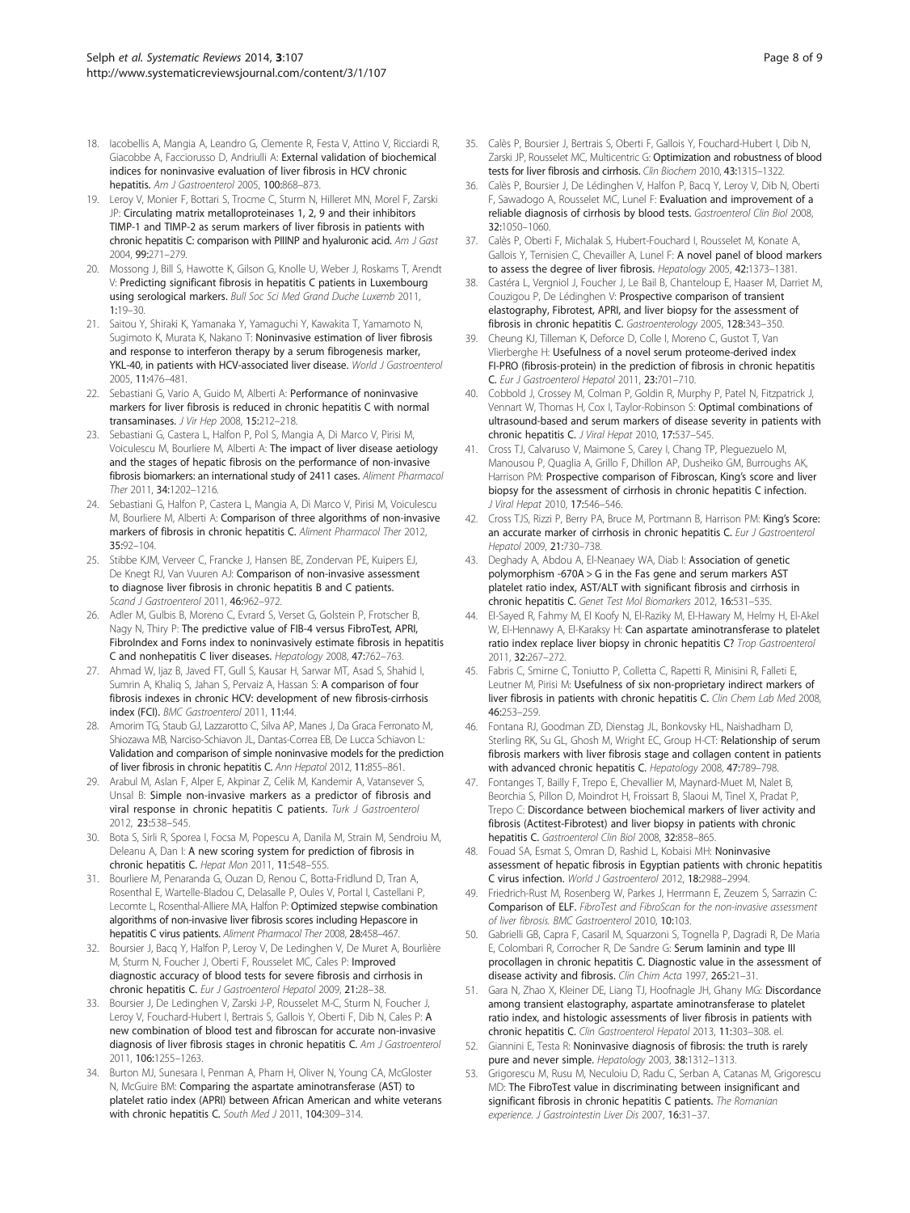18. Iacobellis A, Mangia A, Leandro G, Clemente R, Festa V, Attino V, Ricciardi R, Giacobbe A, Facciorusso D, Andriulli A: **External validation of biochemical indices for noninvasive evaluation of liver fibrosis in HCV chronic hepatitis.** *Am J Gastroenterol* 2005, **100:**868–873.
19. Leroy V, Monier F, Bottari S, Trocme C, Sturm N, Hilleret MN, Morel F, Zarski JP: **Circulating matrix metalloproteinases 1, 2, 9 and their inhibitors TIMP-1 and TIMP-2 as serum markers of liver fibrosis in patients with chronic hepatitis C: comparison with PIIINP and hyaluronic acid.** *Am J Gast* 2004, **99:**271–279.
20. Mossong J, Bill S, Hawotte K, Gilson G, Knolle U, Weber J, Roskams T, Arendt V: **Predicting significant fibrosis in hepatitis C patients in Luxembourg using serological markers.** *Bull Soc Sci Med Grand Duche Luxemb* 2011, **1:**19–30.
21. Saitou Y, Shiraki K, Yamanaka Y, Yamaguchi Y, Kawakita T, Yamamoto N, Sugimoto K, Murata K, Nakano T: **Noninvasive estimation of liver fibrosis and response to interferon therapy by a serum fibrogenesis marker, YKL-40, in patients with HCV-associated liver disease.** *World J Gastroenterol* 2005, **11:**476–481.
22. Sebastiani G, Vario A, Guido M, Alberti A: **Performance of noninvasive markers for liver fibrosis is reduced in chronic hepatitis C with normal transaminases.** *J Vir Hep* 2008, **15:**212–218.
23. Sebastiani G, Castera L, Halfon P, Pol S, Mangia A, Di Marco V, Pirisi M, Voiculescu M, Bourliere M, Alberti A: **The impact of liver disease aetiology and the stages of hepatic fibrosis on the performance of non-invasive fibrosis biomarkers: an international study of 2411 cases.** *Aliment Pharmacol Ther* 2011, **34:**1202–1216.
24. Sebastiani G, Halfon P, Castera L, Mangia A, Di Marco V, Pirisi M, Voiculescu M, Bourliere M, Alberti A: **Comparison of three algorithms of non-invasive markers of fibrosis in chronic hepatitis C.** *Aliment Pharmacol Ther* 2012, **35:**92–104.
25. Stibbe KJM, Verveer C, Francke J, Hansen BE, Zondervan PE, Kuipers EJ, De Knegt RJ, Van Vuuren AJ: **Comparison of non-invasive assessment to diagnose liver fibrosis in chronic hepatitis B and C patients.** *Scand J Gastroenterol* 2011, **46:**962–972.
26. Adler M, Gulbis B, Moreno C, Evrard S, Verset G, Golstein P, Frotscher B, Nagy N, Thiry P: **The predictive value of FIB-4 versus FibroTest, APRI, FibroIndex and Forns index to noninvasively estimate fibrosis in hepatitis C and nonhepatitis C liver diseases.** *Hepatology* 2008, **47:**762–763.
27. Ahmad W, Ijaz B, Javed FT, Gull S, Kausar H, Sarwar MT, Asad S, Shahid I, Sumrin A, Khaliq S, Jahan S, Pervaiz A, Hassan S: **A comparison of four fibrosis indexes in chronic HCV: development of new fibrosis-cirrhosis index (FCI).** *BMC Gastroenterol* 2011, **11:**44.
28. Amorim TG, Staub GJ, Lazzarotto C, Silva AP, Manes J, Da Graca Ferronato M, Shiozawa MB, Narciso-Schiavon JL, Dantas-Correa EB, De Lucca Schiavon L: **Validation and comparison of simple noninvasive models for the prediction of liver fibrosis in chronic hepatitis C.** *Ann Hepatol* 2012, **11:**855–861.
29. Arabul M, Aslan F, Alper E, Akpinar Z, Celik M, Kandemir A, Vatansever S, Unsal B: **Simple non-invasive markers as a predictor of fibrosis and viral response in chronic hepatitis C patients.** *Turk J Gastroenterol* 2012, **23:**538–545.
30. Bota S, Sirli R, Sporea I, Focsa M, Popescu A, Danila M, Strain M, Sendroiu M, Deleanu A, Dan I: **A new scoring system for prediction of fibrosis in chronic hepatitis C.** *Hepat Mon* 2011, **11:**548–555.
31. Bourliere M, Penaranda G, Ouzan D, Renou C, Botta-Fridlund D, Tran A, Rosenthal E, Wartelle-Bladou C, Delasalle P, Oules V, Portal I, Castellani P, Lecomte L, Rosenthal-Alliere MA, Halfon P: **Optimized stepwise combination algorithms of non-invasive liver fibrosis scores including Hepascore in hepatitis C virus patients.** *Aliment Pharmacol Ther* 2008, **28:**458–467.
32. Boursier J, Bacq Y, Halfon P, Leroy V, De Ledinghen V, De Muret A, Bourlière M, Sturm N, Foucher J, Oberti F, Rousselet MC, Cales P: **Improved diagnostic accuracy of blood tests for severe fibrosis and cirrhosis in chronic hepatitis C.** *Eur J Gastroenterol Hepatol* 2009, **21:**28–38.
33. Boursier J, De Ledinghen V, Zarski J-P, Rousselet M-C, Sturm N, Foucher J, Leroy V, Fouchard-Hubert I, Bertrais S, Gallois Y, Oberti F, Dib N, Cales P: **A new combination of blood test and fibroscan for accurate non-invasive diagnosis of liver fibrosis stages in chronic hepatitis C.** *Am J Gastroenterol* 2011, **106:**1255–1263.
34. Burton MJ, Sunesara I, Penman A, Pham H, Oliver N, Young CA, McGloster N, McGuire BM: **Comparing the aspartate aminotransferase (AST) to platelet ratio index (APRI) between African American and white veterans with chronic hepatitis C.** *South Med J* 2011, **104:**309–314.
35. Calès P, Boursier J, Bertrais S, Oberti F, Gallois Y, Fouchard-Hubert I, Dib N, Zarski JP, Rousselet MC, Multicentric G: **Optimization and robustness of blood tests for liver fibrosis and cirrhosis.** *Clin Biochem* 2010, **43:**1315–1322.
36. Calès P, Boursier J, De Lédinghen V, Halfon P, Bacq Y, Leroy V, Dib N, Oberti F, Sawadogo A, Rousselet MC, Lunel F: **Evaluation and improvement of a reliable diagnosis of cirrhosis by blood tests.** *Gastroenterol Clin Biol* 2008, **32:**1050–1060.
37. Calès P, Oberti F, Michalak S, Hubert-Fouchard I, Rousselet M, Konate A, Gallois Y, Ternisien C, Chevailler A, Lunel F: **A novel panel of blood markers to assess the degree of liver fibrosis.** *Hepatology* 2005, **42:**1373–1381.
38. Castéra L, Vergniol J, Foucher J, Le Bail B, Chanteloup E, Haaser M, Darriet M, Couzigou P, De Lédinghen V: **Prospective comparison of transient elastography, Fibrotest, APRI, and liver biopsy for the assessment of fibrosis in chronic hepatitis C.** *Gastroenterology* 2005, **128:**343–350.
39. Cheung KJ, Tilleman K, Deforce D, Colle I, Moreno C, Gustot T, Van Vlierberghe H: **Usefulness of a novel serum proteome-derived index FI-PRO (fibrosis-protein) in the prediction of fibrosis in chronic hepatitis C.** *Eur J Gastroenterol Hepatol* 2011, **23:**701–710.
40. Cobbold J, Crossey M, Colman P, Goldin R, Murphy P, Patel N, Fitzpatrick J, Vennart W, Thomas H, Cox I, Taylor-Robinson S: **Optimal combinations of ultrasound-based and serum markers of disease severity in patients with chronic hepatitis C.** *J Viral Hepat* 2010, **17:**537–545.
41. Cross TJ, Calvaruso V, Maimone S, Carey I, Chang TP, Pleguezuelo M, Manousou P, Quaglia A, Grillo F, Dhillon AP, Dusheiko GM, Burroughs AK, Harrison PM: **Prospective comparison of Fibroscan, King's score and liver biopsy for the assessment of cirrhosis in chronic hepatitis C infection.** *J Viral Hepat* 2010, **17:**546–546.
42. Cross TJS, Rizzi P, Berry PA, Bruce M, Portmann B, Harrison PM: **King's Score: an accurate marker of cirrhosis in chronic hepatitis C.** *Eur J Gastroenterol Hepatol* 2009, **21:**730–738.
43. Deghady A, Abdou A, El-Neanaey WA, Diab I: **Association of genetic polymorphism -670A > G in the Fas gene and serum markers AST platelet ratio index, AST/ALT with significant fibrosis and cirrhosis in chronic hepatitis C.** *Genet Test Mol Biomarkers* 2012, **16:**531–535.
44. El-Sayed R, Fahmy M, El Koofy N, El-Raziky M, El-Hawary M, Helmy H, El-Akel W, El-Hennawy A, El-Karaksy H: **Can aspartate aminotransferase to platelet ratio index replace liver biopsy in chronic hepatitis C?** *Trop Gastroenterol* 2011, **32:**267–272.
45. Fabris C, Smirne C, Toniutto P, Colletta C, Rapetti R, Minisini R, Falleti E, Leutner M, Pirisi M: **Usefulness of six non-proprietary indirect markers of liver fibrosis in patients with chronic hepatitis C.** *Clin Chem Lab Med* 2008, **46:**253–259.
46. Fontana RJ, Goodman ZD, Dienstag JL, Bonkovsky HL, Naishadham D, Sterling RK, Su GL, Ghosh M, Wright EC, Group H-CT: **Relationship of serum fibrosis markers with liver fibrosis stage and collagen content in patients with advanced chronic hepatitis C.** *Hepatology* 2008, **47:**789–798.
47. Fontanges T, Bailly F, Trepo E, Chevallier M, Maynard-Muet M, Nalet B, Beorchia S, Pillon D, Moindrot H, Froissart B, Slaoui M, Tinel X, Pradat P, Trepo C: **Discordance between biochemical markers of liver activity and fibrosis (Actitest-Fibrotest) and liver biopsy in patients with chronic hepatitis C.** *Gastroenterol Clin Biol* 2008, **32:**858–865.
48. Fouad SA, Esmat S, Omran D, Rashid L, Kobaisi MH: **Noninvasive assessment of hepatic fibrosis in Egyptian patients with chronic hepatitis C virus infection.** *World J Gastroenterol* 2012, **18:**2988–2994.
49. Friedrich-Rust M, Rosenberg W, Parkes J, Herrmann E, Zeuzem S, Sarrazin C: **Comparison of ELF.** *FibroTest and FibroScan for the non-invasive assessment of liver fibrosis. BMC Gastroenterol* 2010, **10:**103.
50. Gabrielli GB, Capra F, Casaril M, Squarzoni S, Tognella P, Dagradi R, De Maria E, Colombari R, Corrocher R, De Sandre G: **Serum laminin and type III procollagen in chronic hepatitis C. Diagnostic value in the assessment of disease activity and fibrosis.** *Clin Chim Acta* 1997, **265:**21–31.
51. Gara N, Zhao X, Kleiner DE, Liang TJ, Hoofnagle JH, Ghany MG: **Discordance among transient elastography, aspartate aminotransferase to platelet ratio index, and histologic assessments of liver fibrosis in patients with chronic hepatitis C.** *Clin Gastroenterol Hepatol* 2013, **11:**303–308. el.
52. Giannini E, Testa R: **Noninvasive diagnosis of fibrosis: the truth is rarely pure and never simple.** *Hepatology* 2003, **38:**1312–1313.
53. Grigorescu M, Rusu M, Neculoiu D, Radu C, Serban A, Catanas M, Grigorescu MD: **The FibroTest value in discriminating between insignificant and significant fibrosis in chronic hepatitis C patients.** *The Romanian experience. J Gastrointestin Liver Dis* 2007, **16:**31–37.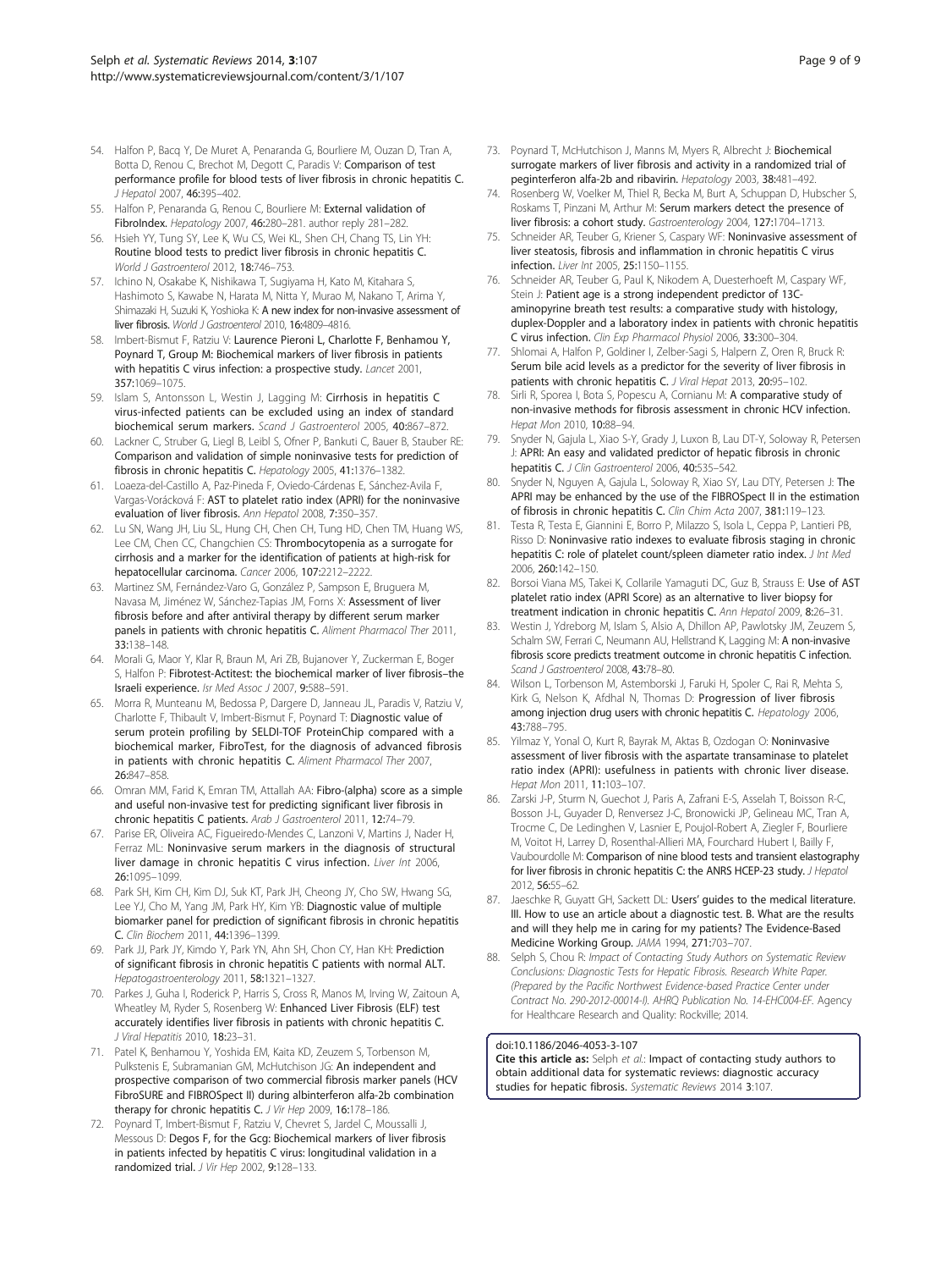54. Halfon P, Bacq Y, De Muret A, Penaranda G, Bourliere M, Ouzan D, Tran A, Botta D, Renou C, Brechot M, Degott C, Paradis V: **Comparison of test performance profile for blood tests of liver fibrosis in chronic hepatitis C.** *J Hepatol* 2007, **46:**395–402.
55. Halfon P, Penaranda G, Renou C, Bourliere M: **External validation of FibroIndex.** *Hepatology* 2007, **46:**280–281. author reply 281–282.
56. Hsieh YY, Tung SY, Lee K, Wu CS, Wei KL, Shen CH, Chang TS, Lin YH: **Routine blood tests to predict liver fibrosis in chronic hepatitis C.** *World J Gastroenterol* 2012, **18:**746–753.
57. Ichino N, Osakabe K, Nishikawa T, Sugiyama H, Kato M, Kitahara S, Hashimoto S, Kawabe N, Harata M, Nitta Y, Murao M, Nakano T, Arima Y, Shimazaki H, Suzuki K, Yoshioka K: **A new index for non-invasive assessment of liver fibrosis.** *World J Gastroenterol* 2010, **16:**4809–4816.
58. Imbert-Bismut F, Ratziu V: **Laurence Pieroni L, Charlotte F, Benhamou Y, Poynard T, Group M: Biochemical markers of liver fibrosis in patients with hepatitis C virus infection: a prospective study.** *Lancet* 2001, **357:**1069–1075.
59. Islam S, Antonsson L, Westin J, Lagging M: **Cirrhosis in hepatitis C virus-infected patients can be excluded using an index of standard biochemical serum markers.** *Scand J Gastroenterol* 2005, **40:**867–872.
60. Lackner C, Struber G, Liegl B, Leibl S, Ofner P, Bankuti C, Bauer B, Stauber RE: **Comparison and validation of simple noninvasive tests for prediction of fibrosis in chronic hepatitis C.** *Hepatology* 2005, **41:**1376–1382.
61. Loaeza-del-Castillo A, Paz-Pineda F, Oviedo-Cárdenas E, Sánchez-Avila F, Vargas-Vorácková F: **AST to platelet ratio index (APRI) for the noninvasive evaluation of liver fibrosis.** *Ann Hepatol* 2008, **7:**350–357.
62. Lu SN, Wang JH, Liu SL, Hung CH, Chen CH, Tung HD, Chen TM, Huang WS, Lee CM, Chen CC, Changchien CS: **Thrombocytopenia as a surrogate for cirrhosis and a marker for the identification of patients at high-risk for hepatocellular carcinoma.** *Cancer* 2006, **107:**2212–2222.
63. Martinez SM, Fernández-Varo G, González P, Sampson E, Bruguera M, Navasa M, Jiménez W, Sánchez-Tapias JM, Forns X: **Assessment of liver fibrosis before and after antiviral therapy by different serum marker panels in patients with chronic hepatitis C.** *Aliment Pharmacol Ther* 2011, **33:**138–148.
64. Morali G, Maor Y, Klar R, Braun M, Ari ZB, Bujanover Y, Zuckerman E, Boger S, Halfon P: **Fibrotest-Actitest: the biochemical marker of liver fibrosis–the Israeli experience.** *Isr Med Assoc J* 2007, **9:**588–591.
65. Morra R, Munteanu M, Bedossa P, Dargere D, Janneau JL, Paradis V, Ratziu V, Charlotte F, Thibault V, Imbert-Bismut F, Poynard T: **Diagnostic value of serum protein profiling by SELDI-TOF ProteinChip compared with a biochemical marker, FibroTest, for the diagnosis of advanced fibrosis in patients with chronic hepatitis C.** *Aliment Pharmacol Ther* 2007, **26:**847–858.
66. Omran MM, Farid K, Emran TM, Attallah AA: **Fibro-(alpha) score as a simple and useful non-invasive test for predicting significant liver fibrosis in chronic hepatitis C patients.** *Arab J Gastroenterol* 2011, **12:**74–79.
67. Parise ER, Oliveira AC, Figueiredo-Mendes C, Lanzoni V, Martins J, Nader H, Ferraz ML: **Noninvasive serum markers in the diagnosis of structural liver damage in chronic hepatitis C virus infection.** *Liver Int* 2006, **26:**1095–1099.
68. Park SH, Kim CH, Kim DJ, Suk KT, Park JH, Cheong JY, Cho SW, Hwang SG, Lee YJ, Cho M, Yang JM, Park HY, Kim YB: **Diagnostic value of multiple biomarker panel for prediction of significant fibrosis in chronic hepatitis C.** *Clin Biochem* 2011, **44:**1396–1399.
69. Park JJ, Park JY, Kimdo Y, Park YN, Ahn SH, Chon CY, Han KH: **Prediction of significant fibrosis in chronic hepatitis C patients with normal ALT.** *Hepatogastroenterology* 2011, **58:**1321–1327.
70. Parkes J, Guha I, Roderick P, Harris S, Cross R, Manos M, Irving W, Zaitoun A, Wheatley M, Ryder S, Rosenberg W: **Enhanced Liver Fibrosis (ELF) test accurately identifies liver fibrosis in patients with chronic hepatitis C.** *J Viral Hepatitis* 2010, **18:**23–31.
71. Patel K, Benhamou Y, Yoshida EM, Kaita KD, Zeuzem S, Torbenson M, Pulkstenis E, Subramanian GM, McHutchison JG: **An independent and prospective comparison of two commercial fibrosis marker panels (HCV FibroSURE and FIBROSpect II) during albinterferon alfa-2b combination therapy for chronic hepatitis C.** *J Vir Hep* 2009, **16:**178–186.
72. Poynard T, Imbert-Bismut F, Ratziu V, Chevret S, Jardel C, Moussalli J, Messous D: **Degos F, for the Gcg: Biochemical markers of liver fibrosis in patients infected by hepatitis C virus: longitudinal validation in a randomized trial.** *J Vir Hep* 2002, **9:**128–133.
73. Poynard T, McHutchison J, Manns M, Myers R, Albrecht J: **Biochemical surrogate markers of liver fibrosis and activity in a randomized trial of peginterferon alfa-2b and ribavirin.** *Hepatology* 2003, **38:**481–492.
74. Rosenberg W, Voelker M, Thiel R, Becka M, Burt A, Schuppan D, Hubscher S, Roskams T, Pinzani M, Arthur M: **Serum markers detect the presence of liver fibrosis: a cohort study.** *Gastroenterology* 2004, **127:**1704–1713.
75. Schneider AR, Teuber G, Kriener S, Caspary WF: **Noninvasive assessment of liver steatosis, fibrosis and inflammation in chronic hepatitis C virus infection.** *Liver Int* 2005, **25:**1150–1155.
76. Schneider AR, Teuber G, Paul K, Nikodem A, Duesterhoeft M, Caspary WF, Stein J: **Patient age is a strong independent predictor of 13C-aminopyrine breath test results: a comparative study with histology, duplex-Doppler and a laboratory index in patients with chronic hepatitis C virus infection.** *Clin Exp Pharmacol Physiol* 2006, **33:**300–304.
77. Shlomai A, Halfon P, Goldiner I, Zelber-Sagi S, Halpern Z, Oren R, Bruck R: **Serum bile acid levels as a predictor for the severity of liver fibrosis in patients with chronic hepatitis C.** *J Viral Hepat* 2013, **20:**95–102.
78. Sirli R, Sporea I, Bota S, Popescu A, Cornianu M: **A comparative study of non-invasive methods for fibrosis assessment in chronic HCV infection.** *Hepat Mon* 2010, **10:**88–94.
79. Snyder N, Gajula L, Xiao S-Y, Grady J, Luxon B, Lau DT-Y, Soloway R, Petersen J: **APRI: An easy and validated predictor of hepatic fibrosis in chronic hepatitis C.** *J Clin Gastroenterol* 2006, **40:**535–542.
80. Snyder N, Nguyen A, Gajula L, Soloway R, Xiao SY, Lau DTY, Petersen J: **The APRI may be enhanced by the use of the FIBROSpect II in the estimation of fibrosis in chronic hepatitis C.** *Clin Chim Acta* 2007, **381:**119–123.
81. Testa R, Testa E, Giannini E, Borro P, Milazzo S, Isola L, Ceppa P, Lantieri PB, Risso D: **Noninvasive ratio indexes to evaluate fibrosis staging in chronic hepatitis C: role of platelet count/spleen diameter ratio index.** *J Int Med* 2006, **260:**142–150.
82. Borsoi Viana MS, Takei K, Collarile Yamaguti DC, Guz B, Strauss E: **Use of AST platelet ratio index (APRI Score) as an alternative to liver biopsy for treatment indication in chronic hepatitis C.** *Ann Hepatol* 2009, **8:**26–31.
83. Westin J, Ydreborg M, Islam S, Alsio A, Dhillon AP, Pawlotsky JM, Zeuzem S, Schalm SW, Ferrari C, Neumann AU, Hellstrand K, Lagging M: **A non-invasive fibrosis score predicts treatment outcome in chronic hepatitis C infection.** *Scand J Gastroenterol* 2008, **43:**78–80.
84. Wilson L, Torbenson M, Astemborski J, Faruki H, Spoler C, Rai R, Mehta S, Kirk G, Nelson K, Afdhal N, Thomas D: **Progression of liver fibrosis among injection drug users with chronic hepatitis C.** *Hepatology* 2006, **43:**788–795.
85. Yilmaz Y, Yonal O, Kurt R, Bayrak M, Aktas B, Ozdogan O: **Noninvasive assessment of liver fibrosis with the aspartate transaminase to platelet ratio index (APRI): usefulness in patients with chronic liver disease.** *Hepat Mon* 2011, **11:**103–107.
86. Zarski J-P, Sturm N, Guechot J, Paris A, Zafrani E-S, Asselah T, Boisson R-C, Bosson J-L, Guyader D, Renversez J-C, Bronowicki JP, Gelineau MC, Tran A, Trocme C, De Ledinghen V, Lasnier E, Poujol-Robert A, Ziegler F, Bourliere M, Voitot H, Larrey D, Rosenthal-Allieri MA, Fourchard Hubert I, Bailly F, Vaubourdolle M: **Comparison of nine blood tests and transient elastography for liver fibrosis in chronic hepatitis C: the ANRS HCEP-23 study.** *J Hepatol* 2012, **56:**55–62.
87. Jaeschke R, Guyatt GH, Sackett DL: **Users' guides to the medical literature. III. How to use an article about a diagnostic test. B. What are the results and will they help me in caring for my patients? The Evidence-Based Medicine Working Group.** *JAMA* 1994, **271:**703–707.
88. Selph S, Chou R: *Impact of Contacting Study Authors on Systematic Review Conclusions: Diagnostic Tests for Hepatic Fibrosis. Research White Paper. (Prepared by the Pacific Northwest Evidence-based Practice Center under Contract No. 290-2012-00014-I). AHRQ Publication No. 14-EHC004-EF.* Agency for Healthcare Research and Quality: Rockville; 2014.

doi:10.1186/2046-4053-3-107

**Cite this article as:** Selph *et al.*: Impact of contacting study authors to obtain additional data for systematic reviews: diagnostic accuracy studies for hepatic fibrosis. *Systematic Reviews* 2014 **3**:107.